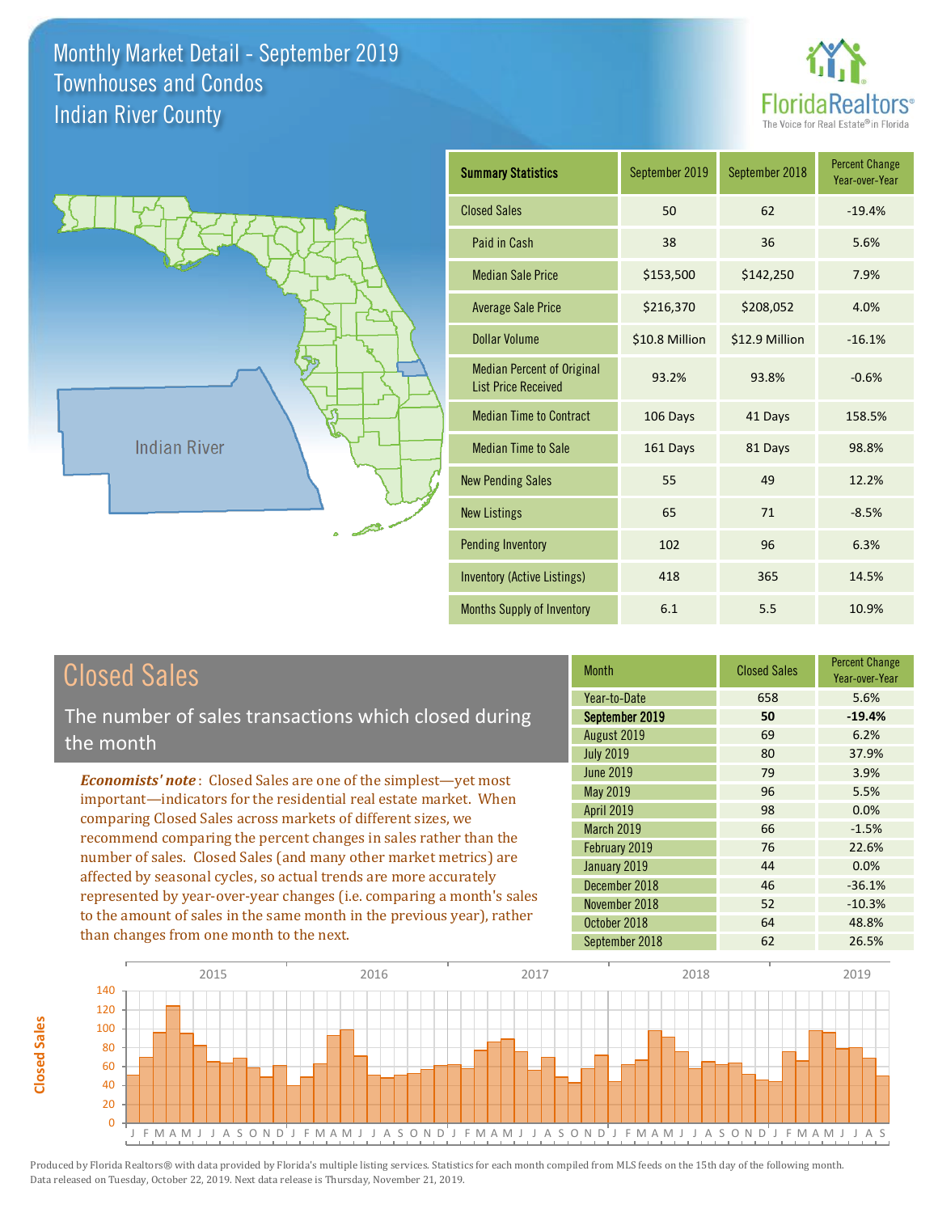# Monthly Market Detail - September 2019
## Townhouses and Condos
## Indian River County

FloridaRealtors® The Voice for Real Estate® in Florida

Indian River

| Summary Statistics | September 2019 | September 2018 | Percent Change Year-over-Year |
|---|---|---|---|
| Closed Sales | 50 | 62 | -19.4% |
| Paid in Cash | 38 | 36 | 5.6% |
| Median Sale Price | $153,500 | $142,250 | 7.9% |
| Average Sale Price | $216,370 | $208,052 | 4.0% |
| Dollar Volume | $10.8 Million | $12.9 Million | -16.1% |
| Median Percent of Original List Price Received | 93.2% | 93.8% | -0.6% |
| Median Time to Contract | 106 Days | 41 Days | 158.5% |
| Median Time to Sale | 161 Days | 81 Days | 98.8% |
| New Pending Sales | 55 | 49 | 12.2% |
| New Listings | 65 | 71 | -8.5% |
| Pending Inventory | 102 | 96 | 6.3% |
| Inventory (Active Listings) | 418 | 365 | 14.5% |
| Months Supply of Inventory | 6.1 | 5.5 | 10.9% |

## Closed Sales

The number of sales transactions which closed during the month

*Economists' note*: Closed Sales are one of the simplest—yet most important—indicators for the residential real estate market. When comparing Closed Sales across markets of different sizes, we recommend comparing the percent changes in sales rather than the number of sales. Closed Sales (and many other market metrics) are affected by seasonal cycles, so actual trends are more accurately represented by year-over-year changes (i.e. comparing a month's sales to the amount of sales in the same month in the previous year), rather than changes from one month to the next.

| Month | Closed Sales | Percent Change Year-over-Year |
|---|---|---|
| Year-to-Date | 658 | 5.6% |
| **September 2019** | **50** | **-19.4%** |
| August 2019 | 69 | 6.2% |
| July 2019 | 80 | 37.9% |
| June 2019 | 79 | 3.9% |
| May 2019 | 96 | 5.5% |
| April 2019 | 98 | 0.0% |
| March 2019 | 66 | -1.5% |
| February 2019 | 76 | 22.6% |
| January 2019 | 44 | 0.0% |
| December 2018 | 46 | -36.1% |
| November 2018 | 52 | -10.3% |
| October 2018 | 64 | 48.8% |
| September 2018 | 62 | 26.5% |

Produced by Florida Realtors® with data provided by Florida's multiple listing services. Statistics for each month compiled from MLS feeds on the 15th day of the following month. Data released on Tuesday, October 22, 2019. Next data release is Thursday, November 21, 2019.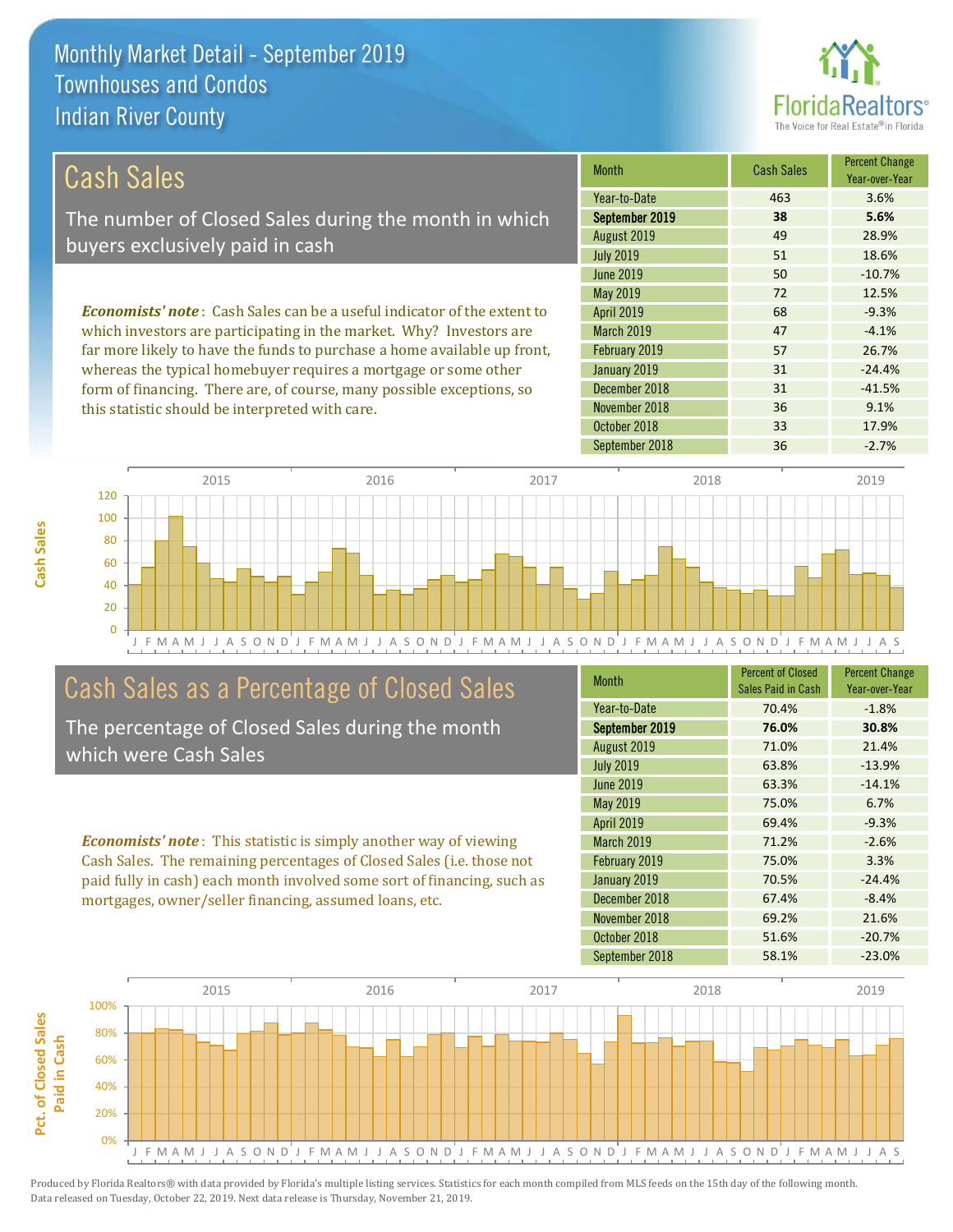# Monthly Market Detail - September 2019
## Townhouses and Condos
## Indian River County

## Cash Sales

The number of Closed Sales during the month in which buyers exclusively paid in cash

***Economists' note***: Cash Sales can be a useful indicator of the extent to which investors are participating in the market. Why? Investors are far more likely to have the funds to purchase a home available up front, whereas the typical homebuyer requires a mortgage or some other form of financing. There are, of course, many possible exceptions, so this statistic should be interpreted with care.

| Month | Cash Sales | Percent Change Year-over-Year |
|---|---|---|
| Year-to-Date | 463 | 3.6% |
| **September 2019** | **38** | **5.6%** |
| August 2019 | 49 | 28.9% |
| July 2019 | 51 | 18.6% |
| June 2019 | 50 | -10.7% |
| May 2019 | 72 | 12.5% |
| April 2019 | 68 | -9.3% |
| March 2019 | 47 | -4.1% |
| February 2019 | 57 | 26.7% |
| January 2019 | 31 | -24.4% |
| December 2018 | 31 | -41.5% |
| November 2018 | 36 | 9.1% |
| October 2018 | 33 | 17.9% |
| September 2018 | 36 | -2.7% |

## Cash Sales as a Percentage of Closed Sales

The percentage of Closed Sales during the month which were Cash Sales

***Economists' note***: This statistic is simply another way of viewing Cash Sales. The remaining percentages of Closed Sales (i.e. those not paid fully in cash) each month involved some sort of financing, such as mortgages, owner/seller financing, assumed loans, etc.

| Month | Percent of Closed Sales Paid in Cash | Percent Change Year-over-Year |
|---|---|---|
| Year-to-Date | 70.4% | -1.8% |
| **September 2019** | **76.0%** | **30.8%** |
| August 2019 | 71.0% | 21.4% |
| July 2019 | 63.8% | -13.9% |
| June 2019 | 63.3% | -14.1% |
| May 2019 | 75.0% | 6.7% |
| April 2019 | 69.4% | -9.3% |
| March 2019 | 71.2% | -2.6% |
| February 2019 | 75.0% | 3.3% |
| January 2019 | 70.5% | -24.4% |
| December 2018 | 67.4% | -8.4% |
| November 2018 | 69.2% | 21.6% |
| October 2018 | 51.6% | -20.7% |
| September 2018 | 58.1% | -23.0% |

Produced by Florida Realtors® with data provided by Florida's multiple listing services. Statistics for each month compiled from MLS feeds on the 15th day of the following month. Data released on Tuesday, October 22, 2019. Next data release is Thursday, November 21, 2019.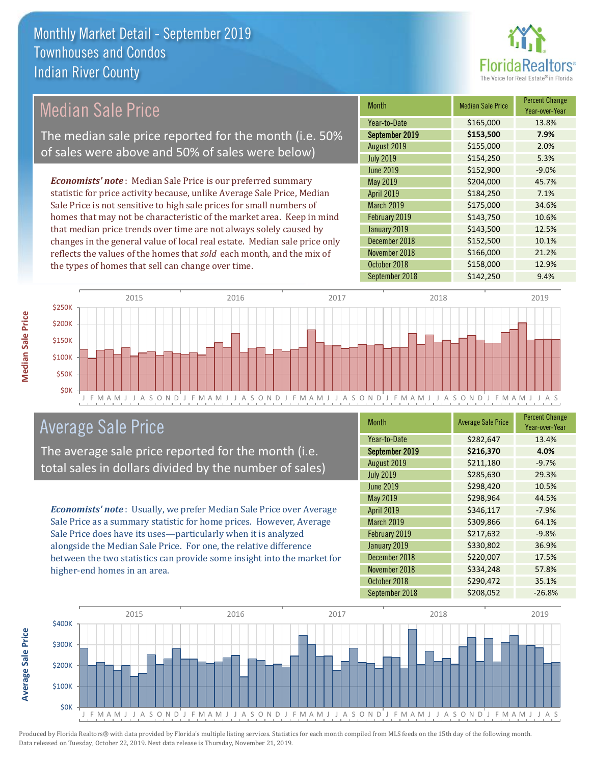# Monthly Market Detail - September 2019
## Townhouses and Condos
## Indian River County

## Median Sale Price

The median sale price reported for the month (i.e. 50% of sales were above and 50% of sales were below)

*Economists' note*: Median Sale Price is our preferred summary statistic for price activity because, unlike Average Sale Price, Median Sale Price is not sensitive to high sale prices for small numbers of homes that may not be characteristic of the market area. Keep in mind that median price trends over time are not always solely caused by changes in the general value of local real estate. Median sale price only reflects the values of the homes that *sold* each month, and the mix of the types of homes that sell can change over time.

| Month | Median Sale Price | Percent Change Year-over-Year |
|---|---|---|
| Year-to-Date | $165,000 | 13.8% |
| **September 2019** | **$153,500** | **7.9%** |
| August 2019 | $155,000 | 2.0% |
| July 2019 | $154,250 | 5.3% |
| June 2019 | $152,900 | -9.0% |
| May 2019 | $204,000 | 45.7% |
| April 2019 | $184,250 | 7.1% |
| March 2019 | $175,000 | 34.6% |
| February 2019 | $143,750 | 10.6% |
| January 2019 | $143,500 | 12.5% |
| December 2018 | $152,500 | 10.1% |
| November 2018 | $166,000 | 21.2% |
| October 2018 | $158,000 | 12.9% |
| September 2018 | $142,250 | 9.4% |

## Average Sale Price

The average sale price reported for the month (i.e. total sales in dollars divided by the number of sales)

*Economists' note*: Usually, we prefer Median Sale Price over Average Sale Price as a summary statistic for home prices. However, Average Sale Price does have its uses—particularly when it is analyzed alongside the Median Sale Price. For one, the relative difference between the two statistics can provide some insight into the market for higher-end homes in an area.

| Month | Average Sale Price | Percent Change Year-over-Year |
|---|---|---|
| Year-to-Date | $282,647 | 13.4% |
| **September 2019** | **$216,370** | **4.0%** |
| August 2019 | $211,180 | -9.7% |
| July 2019 | $285,630 | 29.3% |
| June 2019 | $298,420 | 10.5% |
| May 2019 | $298,964 | 44.5% |
| April 2019 | $346,117 | -7.9% |
| March 2019 | $309,866 | 64.1% |
| February 2019 | $217,632 | -9.8% |
| January 2019 | $330,802 | 36.9% |
| December 2018 | $220,007 | 17.5% |
| November 2018 | $334,248 | 57.8% |
| October 2018 | $290,472 | 35.1% |
| September 2018 | $208,052 | -26.8% |

Produced by Florida Realtors® with data provided by Florida's multiple listing services. Statistics for each month compiled from MLS feeds on the 15th day of the following month. Data released on Tuesday, October 22, 2019. Next data release is Thursday, November 21, 2019.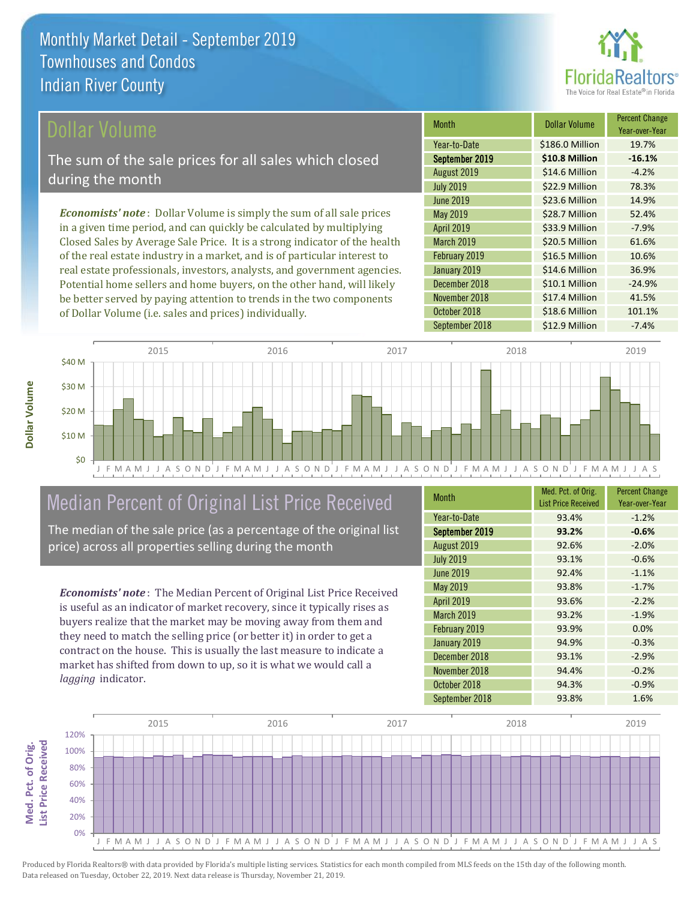# Monthly Market Detail - September 2019
## Townhouses and Condos
## Indian River County

## Dollar Volume

The sum of the sale prices for all sales which closed during the month

*Economists' note*: Dollar Volume is simply the sum of all sale prices in a given time period, and can quickly be calculated by multiplying Closed Sales by Average Sale Price. It is a strong indicator of the health of the real estate industry in a market, and is of particular interest to real estate professionals, investors, analysts, and government agencies. Potential home sellers and home buyers, on the other hand, will likely be better served by paying attention to trends in the two components of Dollar Volume (i.e. sales and prices) individually.

| Month | Dollar Volume | Percent Change Year-over-Year |
|---|---|---|
| Year-to-Date | $186.0 Million | 19.7% |
| **September 2019** | **$10.8 Million** | **-16.1%** |
| August 2019 | $14.6 Million | -4.2% |
| July 2019 | $22.9 Million | 78.3% |
| June 2019 | $23.6 Million | 14.9% |
| May 2019 | $28.7 Million | 52.4% |
| April 2019 | $33.9 Million | -7.9% |
| March 2019 | $20.5 Million | 61.6% |
| February 2019 | $16.5 Million | 10.6% |
| January 2019 | $14.6 Million | 36.9% |
| December 2018 | $10.1 Million | -24.9% |
| November 2018 | $17.4 Million | 41.5% |
| October 2018 | $18.6 Million | 101.1% |
| September 2018 | $12.9 Million | -7.4% |

## Median Percent of Original List Price Received

The median of the sale price (as a percentage of the original list price) across all properties selling during the month

*Economists' note*: The Median Percent of Original List Price Received is useful as an indicator of market recovery, since it typically rises as buyers realize that the market may be moving away from them and they need to match the selling price (or better it) in order to get a contract on the house. This is usually the last measure to indicate a market has shifted from down to up, so it is what we would call a *lagging* indicator.

| Month | Med. Pct. of Orig. List Price Received | Percent Change Year-over-Year |
|---|---|---|
| Year-to-Date | 93.4% | -1.2% |
| **September 2019** | **93.2%** | **-0.6%** |
| August 2019 | 92.6% | -2.0% |
| July 2019 | 93.1% | -0.6% |
| June 2019 | 92.4% | -1.1% |
| May 2019 | 93.8% | -1.7% |
| April 2019 | 93.6% | -2.2% |
| March 2019 | 93.2% | -1.9% |
| February 2019 | 93.9% | 0.0% |
| January 2019 | 94.9% | -0.3% |
| December 2018 | 93.1% | -2.9% |
| November 2018 | 94.4% | -0.2% |
| October 2018 | 94.3% | -0.9% |
| September 2018 | 93.8% | 1.6% |

Produced by Florida Realtors® with data provided by Florida's multiple listing services. Statistics for each month compiled from MLS feeds on the 15th day of the following month. Data released on Tuesday, October 22, 2019. Next data release is Thursday, November 21, 2019.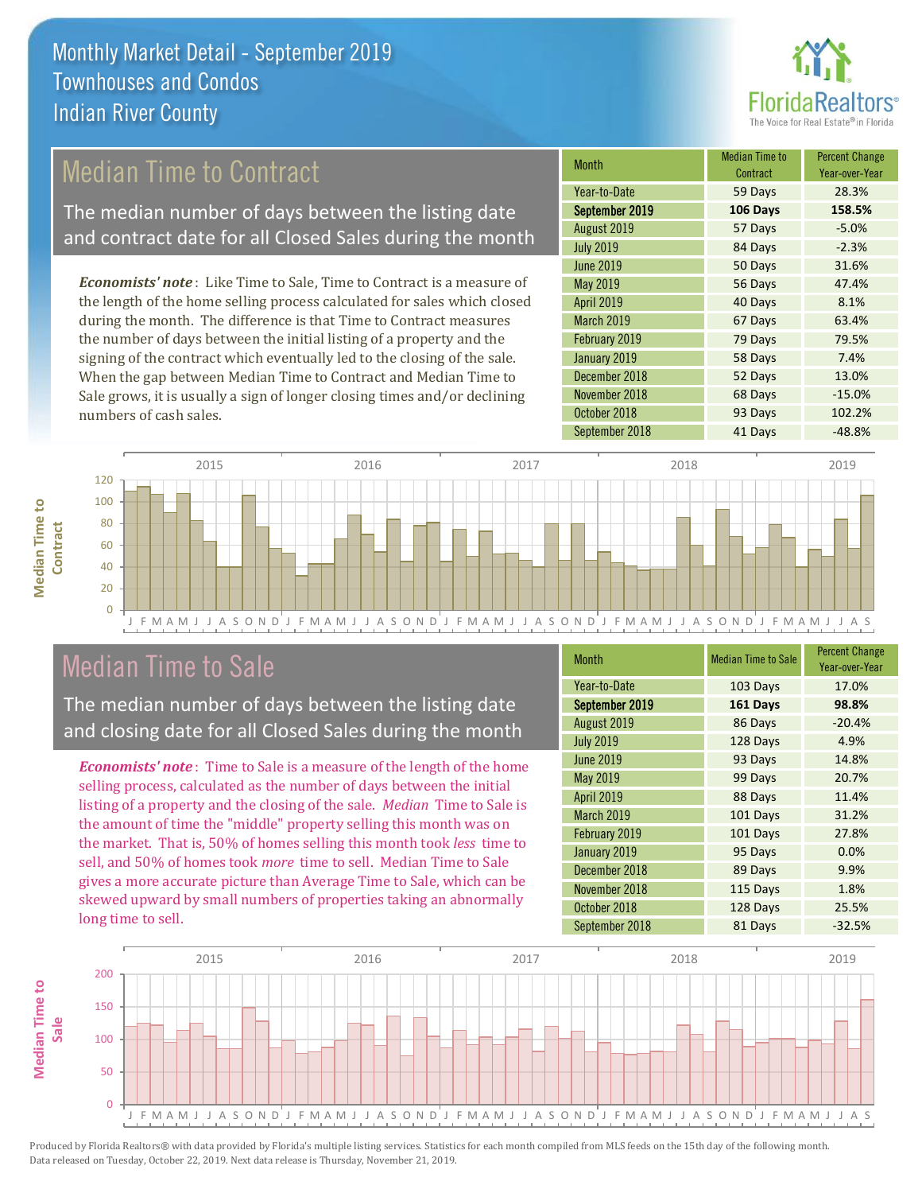# Monthly Market Detail - September 2019
## Townhouses and Condos
## Indian River County

## Median Time to Contract

The median number of days between the listing date and contract date for all Closed Sales during the month

*Economists' note*: Like Time to Sale, Time to Contract is a measure of the length of the home selling process calculated for sales which closed during the month. The difference is that Time to Contract measures the number of days between the initial listing of a property and the signing of the contract which eventually led to the closing of the sale. When the gap between Median Time to Contract and Median Time to Sale grows, it is usually a sign of longer closing times and/or declining numbers of cash sales.

| Month | Median Time to Contract | Percent Change Year-over-Year |
|---|---|---|
| Year-to-Date | 59 Days | 28.3% |
| **September 2019** | **106 Days** | **158.5%** |
| August 2019 | 57 Days | -5.0% |
| July 2019 | 84 Days | -2.3% |
| June 2019 | 50 Days | 31.6% |
| May 2019 | 56 Days | 47.4% |
| April 2019 | 40 Days | 8.1% |
| March 2019 | 67 Days | 63.4% |
| February 2019 | 79 Days | 79.5% |
| January 2019 | 58 Days | 7.4% |
| December 2018 | 52 Days | 13.0% |
| November 2018 | 68 Days | -15.0% |
| October 2018 | 93 Days | 102.2% |
| September 2018 | 41 Days | -48.8% |

## Median Time to Sale

The median number of days between the listing date and closing date for all Closed Sales during the month

*Economists' note*: Time to Sale is a measure of the length of the home selling process, calculated as the number of days between the initial listing of a property and the closing of the sale. *Median* Time to Sale is the amount of time the "middle" property selling this month was on the market. That is, 50% of homes selling this month took *less* time to sell, and 50% of homes took *more* time to sell. Median Time to Sale gives a more accurate picture than Average Time to Sale, which can be skewed upward by small numbers of properties taking an abnormally long time to sell.

| Month | Median Time to Sale | Percent Change Year-over-Year |
|---|---|---|
| Year-to-Date | 103 Days | 17.0% |
| **September 2019** | **161 Days** | **98.8%** |
| August 2019 | 86 Days | -20.4% |
| July 2019 | 128 Days | 4.9% |
| June 2019 | 93 Days | 14.8% |
| May 2019 | 99 Days | 20.7% |
| April 2019 | 88 Days | 11.4% |
| March 2019 | 101 Days | 31.2% |
| February 2019 | 101 Days | 27.8% |
| January 2019 | 95 Days | 0.0% |
| December 2018 | 89 Days | 9.9% |
| November 2018 | 115 Days | 1.8% |
| October 2018 | 128 Days | 25.5% |
| September 2018 | 81 Days | -32.5% |

Produced by Florida Realtors® with data provided by Florida's multiple listing services. Statistics for each month compiled from MLS feeds on the 15th day of the following month. Data released on Tuesday, October 22, 2019. Next data release is Thursday, November 21, 2019.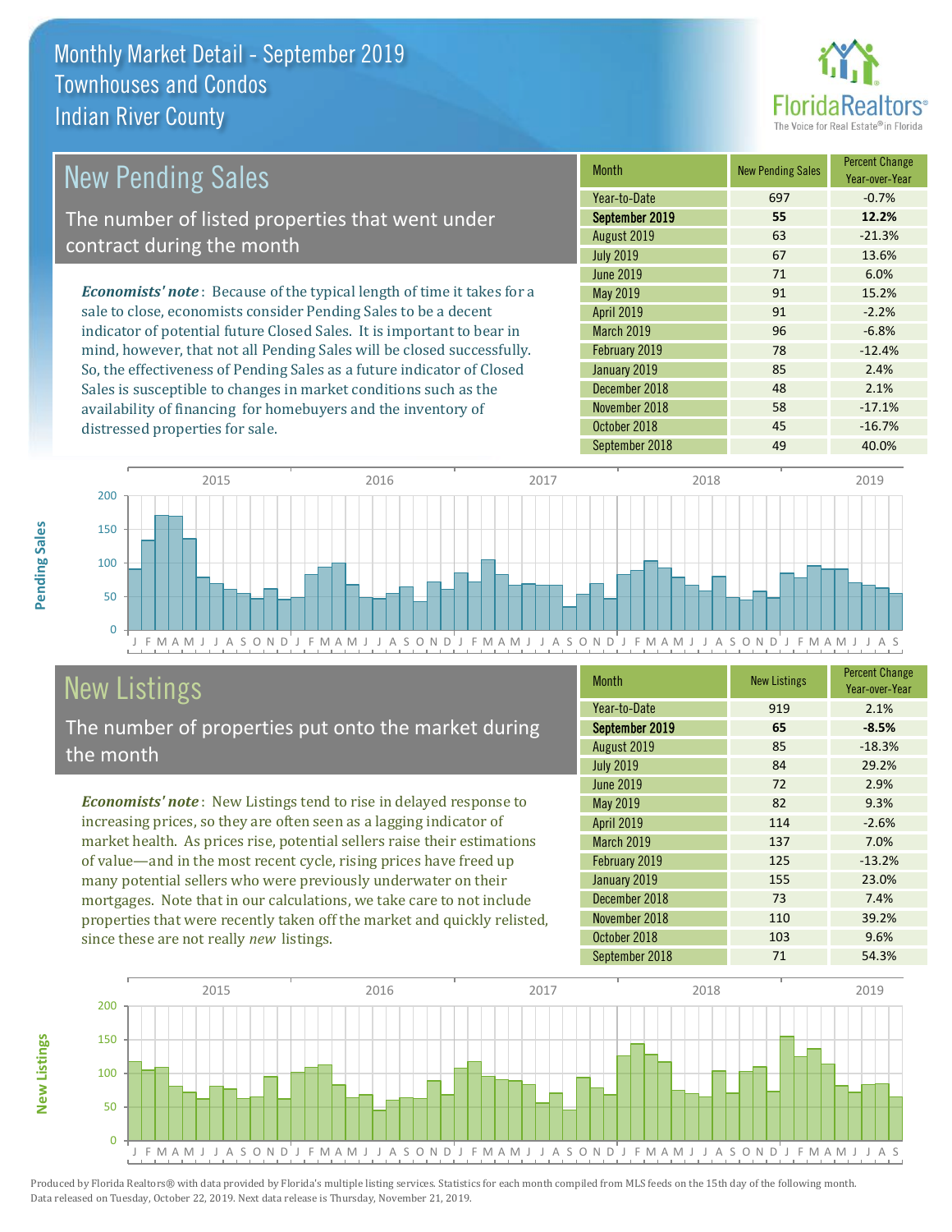# Monthly Market Detail - September 2019
## Townhouses and Condos
## Indian River County

## New Pending Sales

The number of listed properties that went under contract during the month

*Economists' note*: Because of the typical length of time it takes for a sale to close, economists consider Pending Sales to be a decent indicator of potential future Closed Sales. It is important to bear in mind, however, that not all Pending Sales will be closed successfully. So, the effectiveness of Pending Sales as a future indicator of Closed Sales is susceptible to changes in market conditions such as the availability of financing for homebuyers and the inventory of distressed properties for sale.

| Month | New Pending Sales | Percent Change Year-over-Year |
|---|---|---|
| Year-to-Date | 697 | -0.7% |
| **September 2019** | **55** | **12.2%** |
| August 2019 | 63 | -21.3% |
| July 2019 | 67 | 13.6% |
| June 2019 | 71 | 6.0% |
| May 2019 | 91 | 15.2% |
| April 2019 | 91 | -2.2% |
| March 2019 | 96 | -6.8% |
| February 2019 | 78 | -12.4% |
| January 2019 | 85 | 2.4% |
| December 2018 | 48 | 2.1% |
| November 2018 | 58 | -17.1% |
| October 2018 | 45 | -16.7% |
| September 2018 | 49 | 40.0% |

## New Listings

The number of properties put onto the market during the month

*Economists' note*: New Listings tend to rise in delayed response to increasing prices, so they are often seen as a lagging indicator of market health. As prices rise, potential sellers raise their estimations of value—and in the most recent cycle, rising prices have freed up many potential sellers who were previously underwater on their mortgages. Note that in our calculations, we take care to not include properties that were recently taken off the market and quickly relisted, since these are not really *new* listings.

| Month | New Listings | Percent Change Year-over-Year |
|---|---|---|
| Year-to-Date | 919 | 2.1% |
| **September 2019** | **65** | **-8.5%** |
| August 2019 | 85 | -18.3% |
| July 2019 | 84 | 29.2% |
| June 2019 | 72 | 2.9% |
| May 2019 | 82 | 9.3% |
| April 2019 | 114 | -2.6% |
| March 2019 | 137 | 7.0% |
| February 2019 | 125 | -13.2% |
| January 2019 | 155 | 23.0% |
| December 2018 | 73 | 7.4% |
| November 2018 | 110 | 39.2% |
| October 2018 | 103 | 9.6% |
| September 2018 | 71 | 54.3% |

Produced by Florida Realtors® with data provided by Florida's multiple listing services. Statistics for each month compiled from MLS feeds on the 15th day of the following month. Data released on Tuesday, October 22, 2019. Next data release is Thursday, November 21, 2019.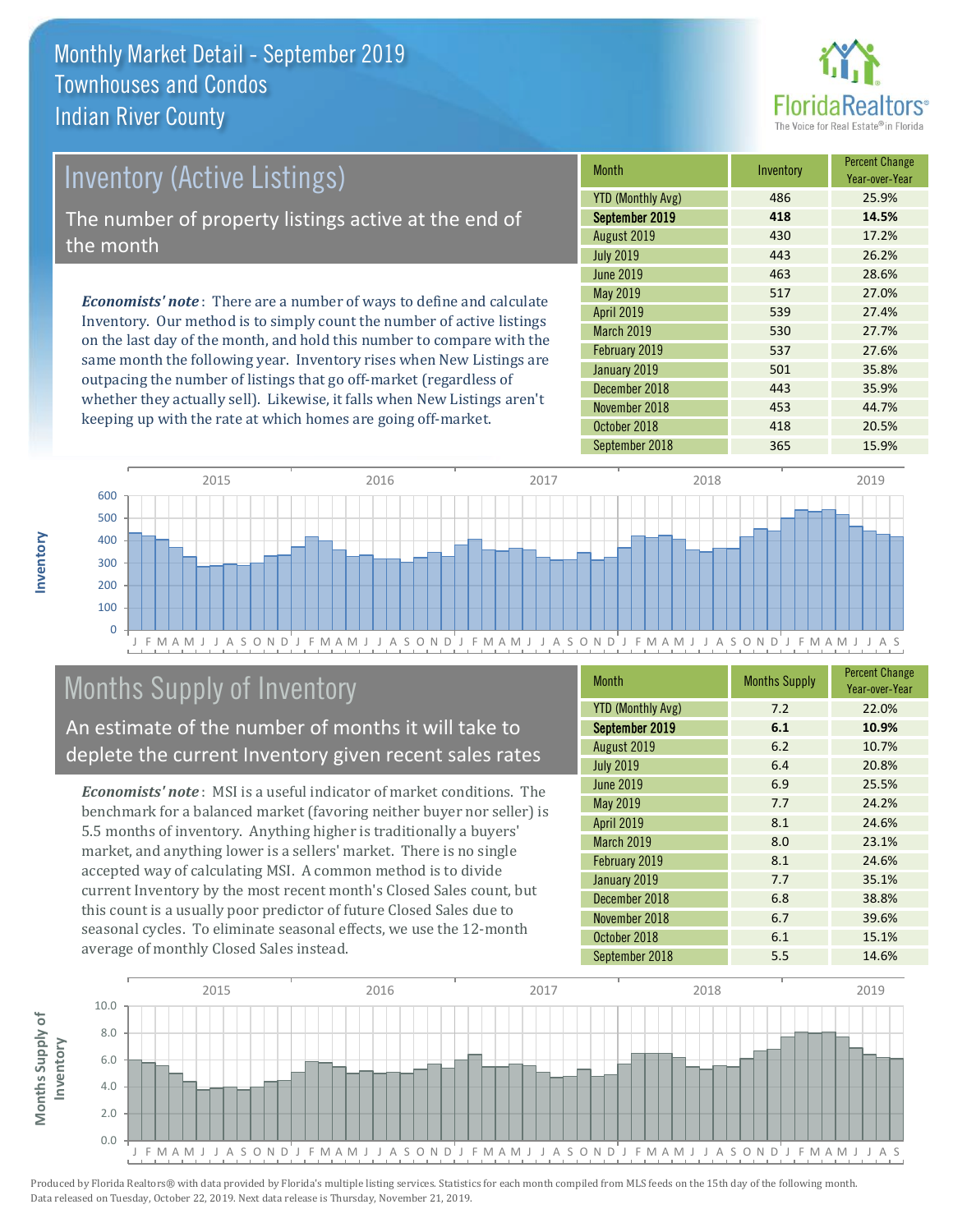# Monthly Market Detail - September 2019
## Townhouses and Condos
## Indian River County

## Inventory (Active Listings)

The number of property listings active at the end of the month

***Economists' note***: There are a number of ways to define and calculate Inventory. Our method is to simply count the number of active listings on the last day of the month, and hold this number to compare with the same month the following year. Inventory rises when New Listings are outpacing the number of listings that go off-market (regardless of whether they actually sell). Likewise, it falls when New Listings aren't keeping up with the rate at which homes are going off-market.

| Month | Inventory | Percent Change Year-over-Year |
|---|---|---|
| YTD (Monthly Avg) | 486 | 25.9% |
| **September 2019** | **418** | **14.5%** |
| August 2019 | 430 | 17.2% |
| July 2019 | 443 | 26.2% |
| June 2019 | 463 | 28.6% |
| May 2019 | 517 | 27.0% |
| April 2019 | 539 | 27.4% |
| March 2019 | 530 | 27.7% |
| February 2019 | 537 | 27.6% |
| January 2019 | 501 | 35.8% |
| December 2018 | 443 | 35.9% |
| November 2018 | 453 | 44.7% |
| October 2018 | 418 | 20.5% |
| September 2018 | 365 | 15.9% |

## Months Supply of Inventory

An estimate of the number of months it will take to deplete the current Inventory given recent sales rates

***Economists' note***: MSI is a useful indicator of market conditions. The benchmark for a balanced market (favoring neither buyer nor seller) is 5.5 months of inventory. Anything higher is traditionally a buyers' market, and anything lower is a sellers' market. There is no single accepted way of calculating MSI. A common method is to divide current Inventory by the most recent month's Closed Sales count, but this count is a usually poor predictor of future Closed Sales due to seasonal cycles. To eliminate seasonal effects, we use the 12-month average of monthly Closed Sales instead.

| Month | Months Supply | Percent Change Year-over-Year |
|---|---|---|
| YTD (Monthly Avg) | 7.2 | 22.0% |
| **September 2019** | **6.1** | **10.9%** |
| August 2019 | 6.2 | 10.7% |
| July 2019 | 6.4 | 20.8% |
| June 2019 | 6.9 | 25.5% |
| May 2019 | 7.7 | 24.2% |
| April 2019 | 8.1 | 24.6% |
| March 2019 | 8.0 | 23.1% |
| February 2019 | 8.1 | 24.6% |
| January 2019 | 7.7 | 35.1% |
| December 2018 | 6.8 | 38.8% |
| November 2018 | 6.7 | 39.6% |
| October 2018 | 6.1 | 15.1% |
| September 2018 | 5.5 | 14.6% |

Produced by Florida Realtors® with data provided by Florida's multiple listing services. Statistics for each month compiled from MLS feeds on the 15th day of the following month. Data released on Tuesday, October 22, 2019. Next data release is Thursday, November 21, 2019.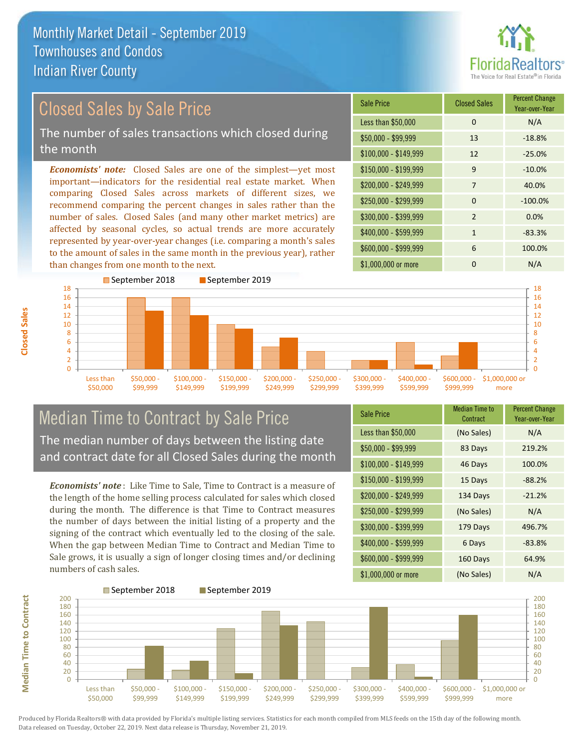# Monthly Market Detail - September 2019
# Townhouses and Condos
# Indian River County

## Closed Sales by Sale Price

The number of sales transactions which closed during the month

***Economists' note:*** Closed Sales are one of the simplest—yet most important—indicators for the residential real estate market. When comparing Closed Sales across markets of different sizes, we recommend comparing the percent changes in sales rather than the number of sales. Closed Sales (and many other market metrics) are affected by seasonal cycles, so actual trends are more accurately represented by year-over-year changes (i.e. comparing a month's sales to the amount of sales in the same month in the previous year), rather than changes from one month to the next.

| Sale Price | Closed Sales | Percent Change Year-over-Year |
|---|---|---|
| Less than $50,000 | 0 | N/A |
| $50,000 - $99,999 | 13 | -18.8% |
| $100,000 - $149,999 | 12 | -25.0% |
| $150,000 - $199,999 | 9 | -10.0% |
| $200,000 - $249,999 | 7 | 40.0% |
| $250,000 - $299,999 | 0 | -100.0% |
| $300,000 - $399,999 | 2 | 0.0% |
| $400,000 - $599,999 | 1 | -83.3% |
| $600,000 - $999,999 | 6 | 100.0% |
| $1,000,000 or more | 0 | N/A |

## Median Time to Contract by Sale Price

The median number of days between the listing date and contract date for all Closed Sales during the month

***Economists' note***: Like Time to Sale, Time to Contract is a measure of the length of the home selling process calculated for sales which closed during the month. The difference is that Time to Contract measures the number of days between the initial listing of a property and the signing of the contract which eventually led to the closing of the sale. When the gap between Median Time to Contract and Median Time to Sale grows, it is usually a sign of longer closing times and/or declining numbers of cash sales.

| Sale Price | Median Time to Contract | Percent Change Year-over-Year |
|---|---|---|
| Less than $50,000 | (No Sales) | N/A |
| $50,000 - $99,999 | 83 Days | 219.2% |
| $100,000 - $149,999 | 46 Days | 100.0% |
| $150,000 - $199,999 | 15 Days | -88.2% |
| $200,000 - $249,999 | 134 Days | -21.2% |
| $250,000 - $299,999 | (No Sales) | N/A |
| $300,000 - $399,999 | 179 Days | 496.7% |
| $400,000 - $599,999 | 6 Days | -83.8% |
| $600,000 - $999,999 | 160 Days | 64.9% |
| $1,000,000 or more | (No Sales) | N/A |

Produced by Florida Realtors® with data provided by Florida's multiple listing services. Statistics for each month compiled from MLS feeds on the 15th day of the following month. Data released on Tuesday, October 22, 2019. Next data release is Thursday, November 21, 2019.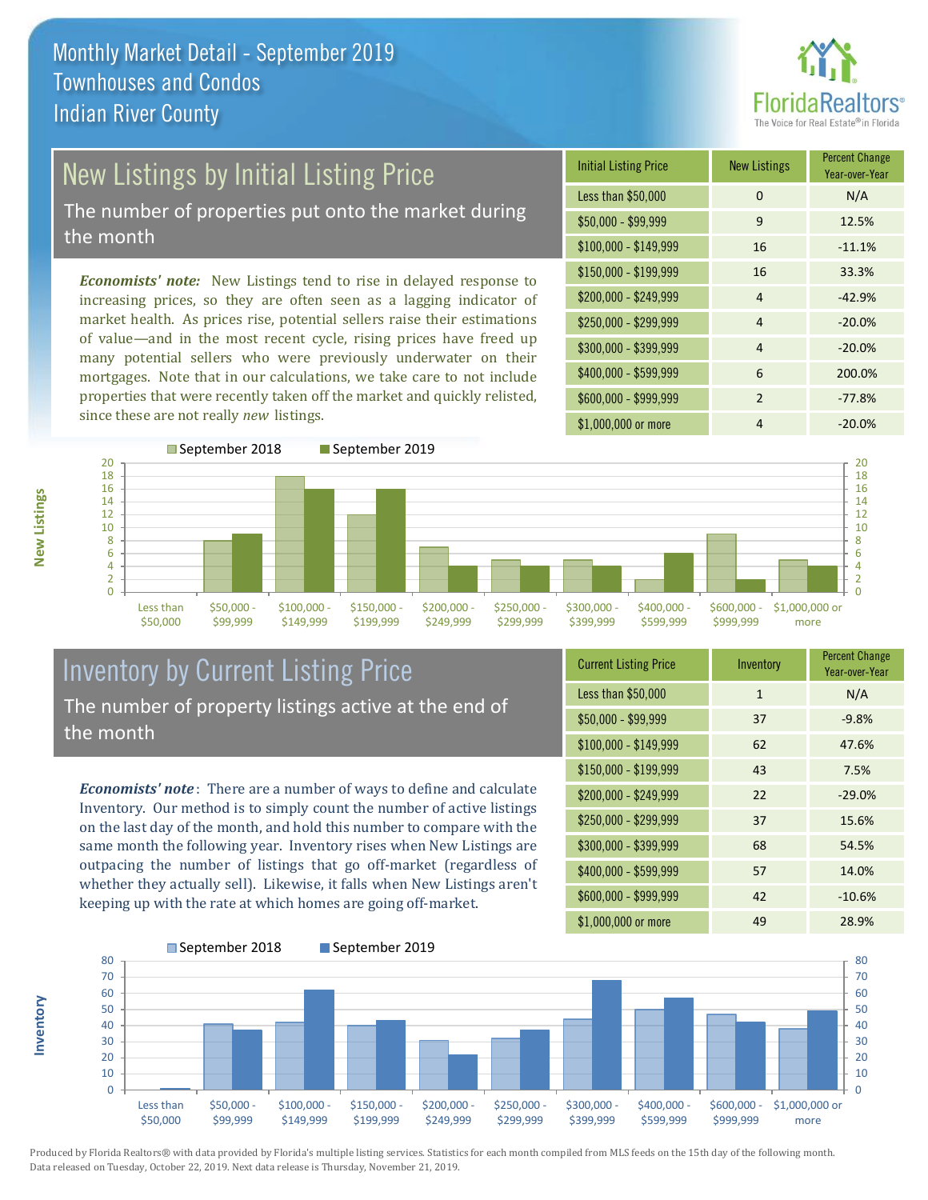# Monthly Market Detail - September 2019
## Townhouses and Condos
## Indian River County

## New Listings by Initial Listing Price

The number of properties put onto the market during the month

***Economists' note:*** New Listings tend to rise in delayed response to increasing prices, so they are often seen as a lagging indicator of market health. As prices rise, potential sellers raise their estimations of value—and in the most recent cycle, rising prices have freed up many potential sellers who were previously underwater on their mortgages. Note that in our calculations, we take care to not include properties that were recently taken off the market and quickly relisted, since these are not really *new* listings.

| Initial Listing Price | New Listings | Percent Change Year-over-Year |
|---|---|---|
| Less than $50,000 | 0 | N/A |
| $50,000 - $99,999 | 9 | 12.5% |
| $100,000 - $149,999 | 16 | -11.1% |
| $150,000 - $199,999 | 16 | 33.3% |
| $200,000 - $249,999 | 4 | -42.9% |
| $250,000 - $299,999 | 4 | -20.0% |
| $300,000 - $399,999 | 4 | -20.0% |
| $400,000 - $599,999 | 6 | 200.0% |
| $600,000 - $999,999 | 2 | -77.8% |
| $1,000,000 or more | 4 | -20.0% |

## Inventory by Current Listing Price

The number of property listings active at the end of the month

***Economists' note*:** There are a number of ways to define and calculate Inventory. Our method is to simply count the number of active listings on the last day of the month, and hold this number to compare with the same month the following year. Inventory rises when New Listings are outpacing the number of listings that go off-market (regardless of whether they actually sell). Likewise, it falls when New Listings aren't keeping up with the rate at which homes are going off-market.

| Current Listing Price | Inventory | Percent Change Year-over-Year |
|---|---|---|
| Less than $50,000 | 1 | N/A |
| $50,000 - $99,999 | 37 | -9.8% |
| $100,000 - $149,999 | 62 | 47.6% |
| $150,000 - $199,999 | 43 | 7.5% |
| $200,000 - $249,999 | 22 | -29.0% |
| $250,000 - $299,999 | 37 | 15.6% |
| $300,000 - $399,999 | 68 | 54.5% |
| $400,000 - $599,999 | 57 | 14.0% |
| $600,000 - $999,999 | 42 | -10.6% |
| $1,000,000 or more | 49 | 28.9% |

Produced by Florida Realtors® with data provided by Florida's multiple listing services. Statistics for each month compiled from MLS feeds on the 15th day of the following month. Data released on Tuesday, October 22, 2019. Next data release is Thursday, November 21, 2019.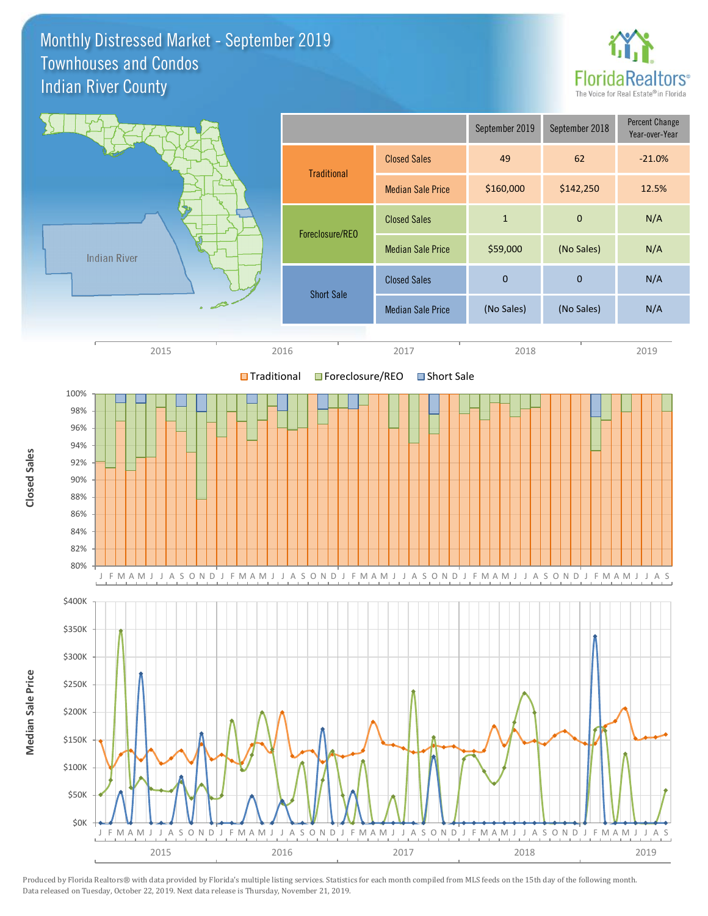# Monthly Distressed Market - September 2019
## Townhouses and Condos
## Indian River County

FloridaRealtors®
The Voice for Real Estate® in Florida

Indian River

| | | September 2019 | September 2018 | Percent Change Year-over-Year |
|---|---|---|---|---|
| Traditional | Closed Sales | 49 | 62 | -21.0% |
| | Median Sale Price | $160,000 | $142,250 | 12.5% |
| Foreclosure/REO | Closed Sales | 1 | 0 | N/A |
| | Median Sale Price | $59,000 | (No Sales) | N/A |
| Short Sale | Closed Sales | 0 | 0 | N/A |
| | Median Sale Price | (No Sales) | (No Sales) | N/A |

2015 2016 2017 2018 2019

Traditional Foreclosure/REO Short Sale

Closed Sales

100% 98% 96% 94% 92% 90% 88% 86% 84% 82% 80%

J F M A M J J A S O N D J F M A M J J A S O N D J F M A M J J A S O N D J F M A M J J A S O N D J F M A M J J A S

Median Sale Price

$400K $350K $300K $250K $200K $150K $100K $50K $0K

J F M A M J J A S O N D J F M A M J J A S O N D J F M A M J J A S O N D J F M A M J J A S O N D J F M A M J J A S

2015 2016 2017 2018 2019

Produced by Florida Realtors® with data provided by Florida's multiple listing services. Statistics for each month compiled from MLS feeds on the 15th day of the following month. Data released on Tuesday, October 22, 2019. Next data release is Thursday, November 21, 2019.